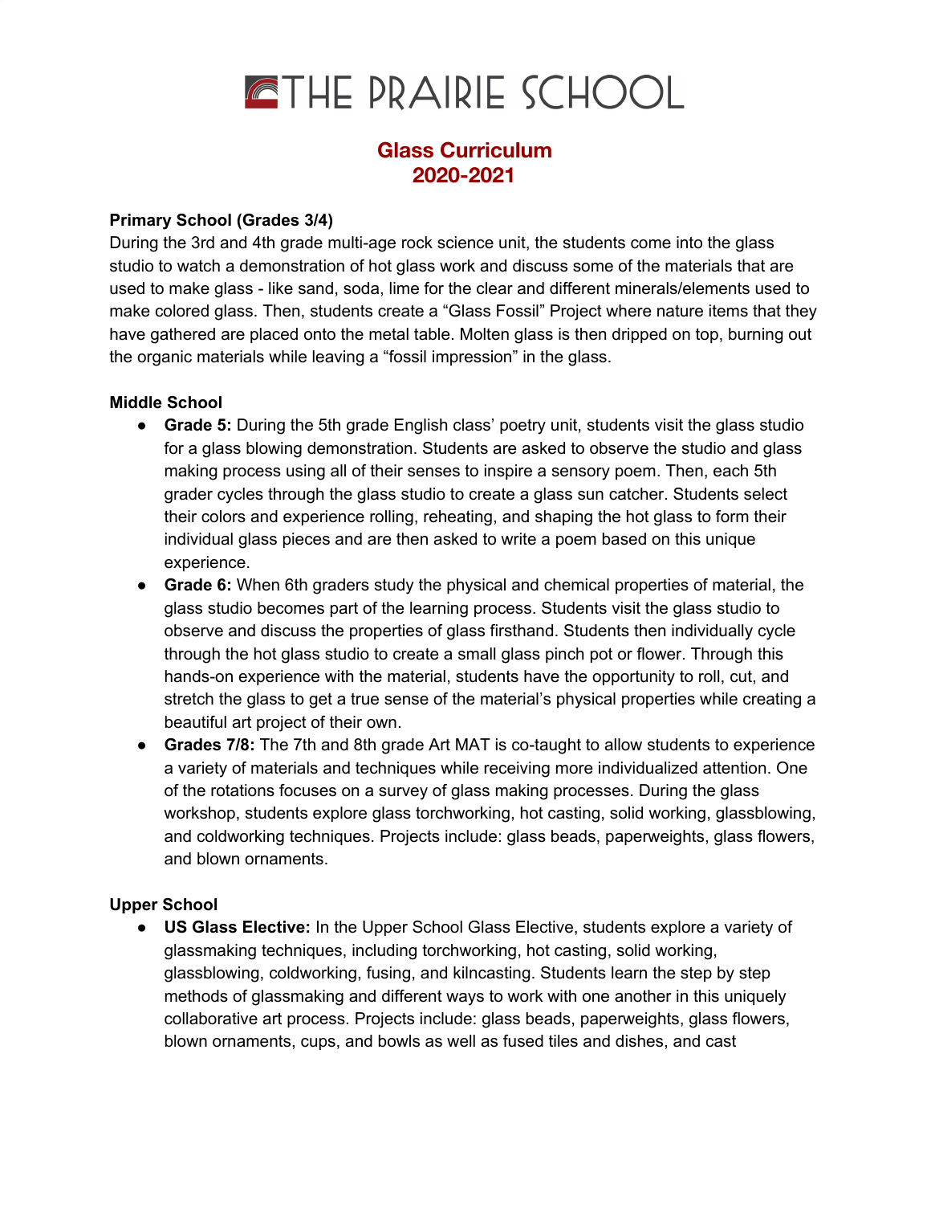# THE PRAIRIE SCHOOL

## Glass Curriculum
## 2020-2021

**Primary School (Grades 3/4)**

During the 3rd and 4th grade multi-age rock science unit, the students come into the glass studio to watch a demonstration of hot glass work and discuss some of the materials that are used to make glass - like sand, soda, lime for the clear and different minerals/elements used to make colored glass. Then, students create a "Glass Fossil" Project where nature items that they have gathered are placed onto the metal table. Molten glass is then dripped on top, burning out the organic materials while leaving a "fossil impression" in the glass.

**Middle School**

- **Grade 5:** During the 5th grade English class' poetry unit, students visit the glass studio for a glass blowing demonstration. Students are asked to observe the studio and glass making process using all of their senses to inspire a sensory poem. Then, each 5th grader cycles through the glass studio to create a glass sun catcher. Students select their colors and experience rolling, reheating, and shaping the hot glass to form their individual glass pieces and are then asked to write a poem based on this unique experience.
- **Grade 6:** When 6th graders study the physical and chemical properties of material, the glass studio becomes part of the learning process. Students visit the glass studio to observe and discuss the properties of glass firsthand. Students then individually cycle through the hot glass studio to create a small glass pinch pot or flower. Through this hands-on experience with the material, students have the opportunity to roll, cut, and stretch the glass to get a true sense of the material's physical properties while creating a beautiful art project of their own.
- **Grades 7/8:** The 7th and 8th grade Art MAT is co-taught to allow students to experience a variety of materials and techniques while receiving more individualized attention. One of the rotations focuses on a survey of glass making processes. During the glass workshop, students explore glass torchworking, hot casting, solid working, glassblowing, and coldworking techniques. Projects include: glass beads, paperweights, glass flowers, and blown ornaments.

**Upper School**

- **US Glass Elective:** In the Upper School Glass Elective, students explore a variety of glassmaking techniques, including torchworking, hot casting, solid working, glassblowing, coldworking, fusing, and kilncasting. Students learn the step by step methods of glassmaking and different ways to work with one another in this uniquely collaborative art process. Projects include: glass beads, paperweights, glass flowers, blown ornaments, cups, and bowls as well as fused tiles and dishes, and cast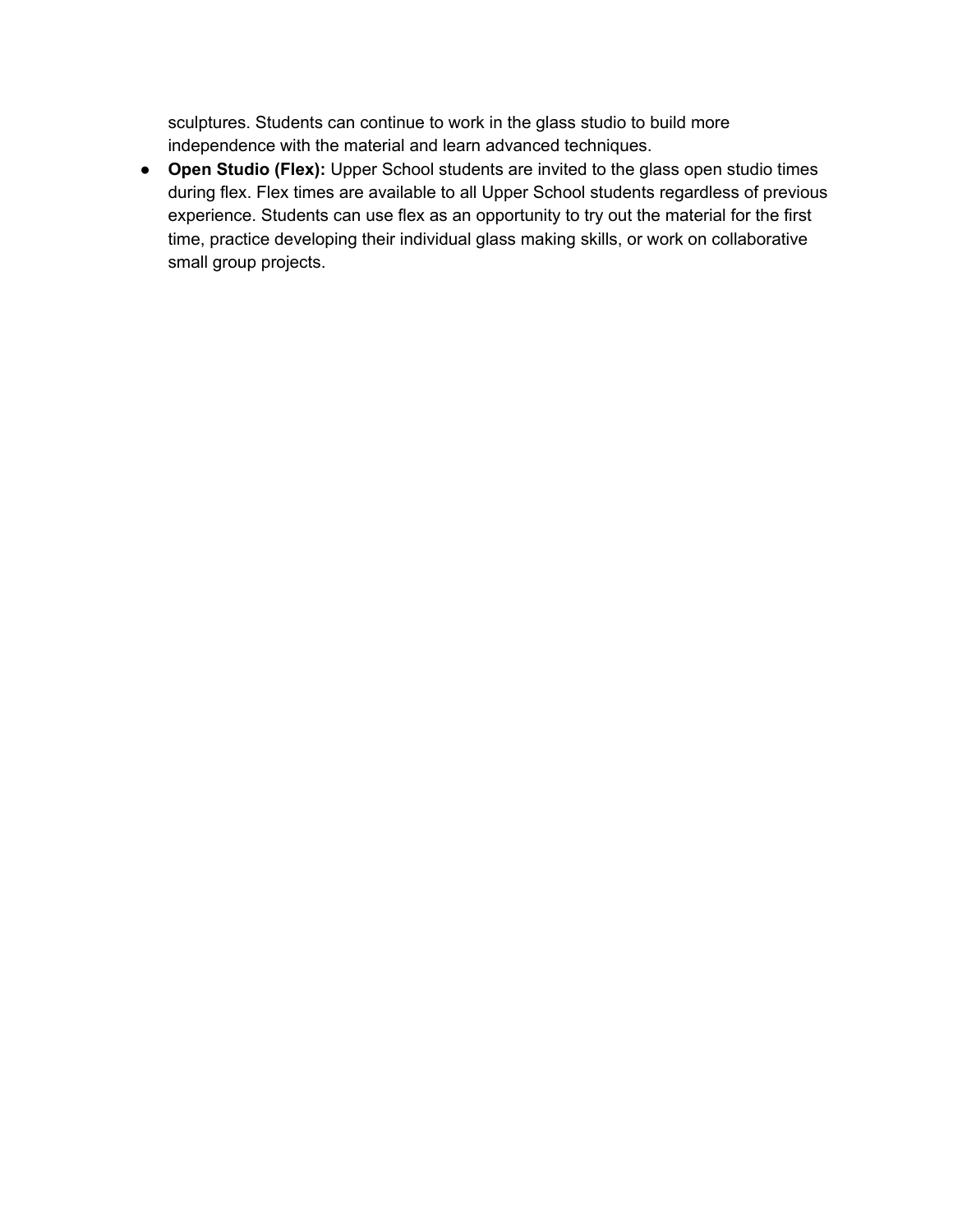sculptures. Students can continue to work in the glass studio to build more independence with the material and learn advanced techniques.

- **Open Studio (Flex):** Upper School students are invited to the glass open studio times during flex. Flex times are available to all Upper School students regardless of previous experience. Students can use flex as an opportunity to try out the material for the first time, practice developing their individual glass making skills, or work on collaborative small group projects.